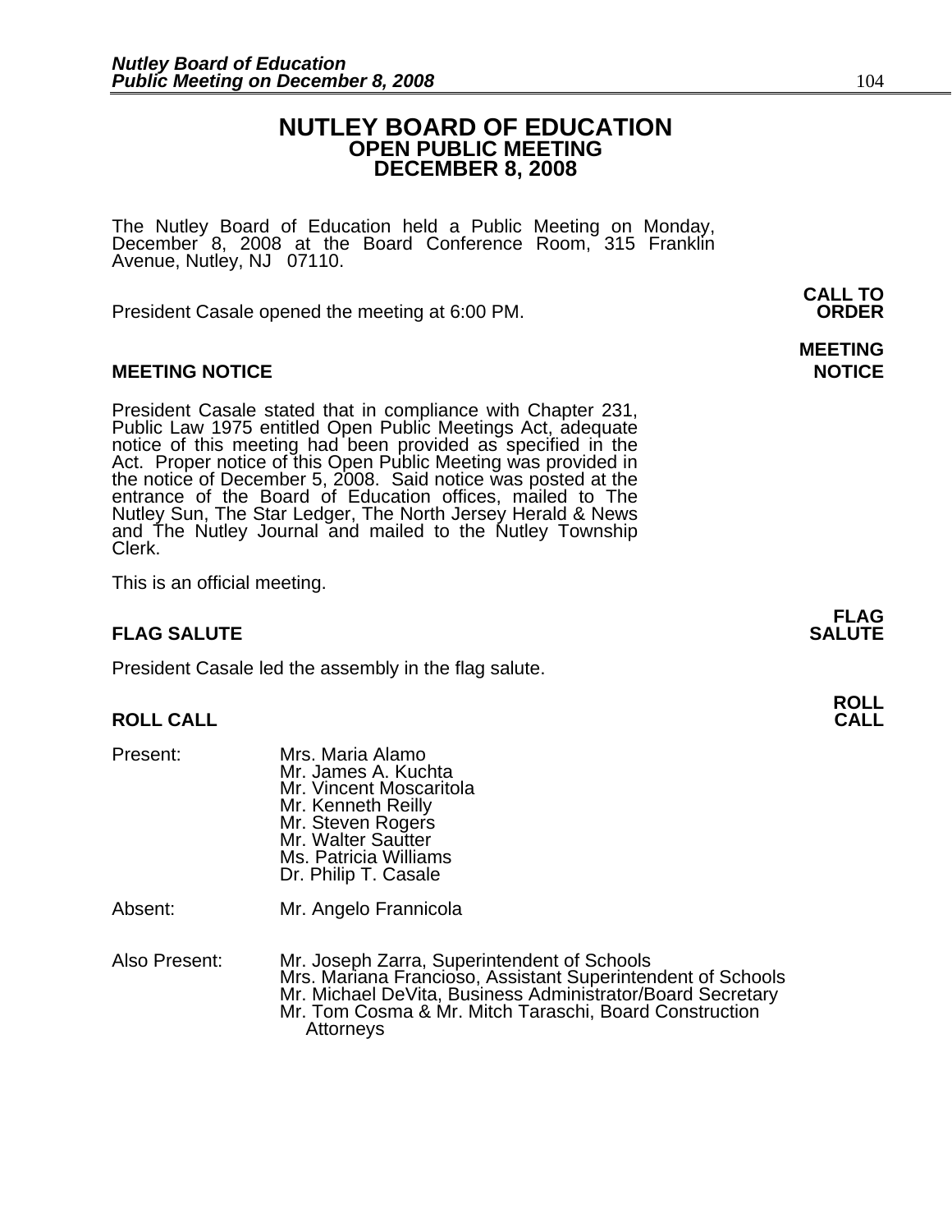# NUTLEY BOARD OF EDUCATION
## OPEN PUBLIC MEETING
## DECEMBER 8, 2008

The Nutley Board of Education held a Public Meeting on Monday, December 8, 2008 at the Board Conference Room, 315 Franklin Avenue, Nutley, NJ 07110.

**CALL TO ORDER**

President Casale opened the meeting at 6:00 PM.

**MEETING NOTICE**

President Casale stated that in compliance with Chapter 231, Public Law 1975 entitled Open Public Meetings Act, adequate notice of this meeting had been provided as specified in the Act. Proper notice of this Open Public Meeting was provided in the notice of December 5, 2008. Said notice was posted at the entrance of the Board of Education offices, mailed to The Nutley Sun, The Star Ledger, The North Jersey Herald & News and The Nutley Journal and mailed to the Nutley Township Clerk.

This is an official meeting.

**FLAG SALUTE**

President Casale led the assembly in the flag salute.

**ROLL CALL**

Present:
- Mrs. Maria Alamo
- Mr. James A. Kuchta
- Mr. Vincent Moscaritola
- Mr. Kenneth Reilly
- Mr. Steven Rogers
- Mr. Walter Sautter
- Ms. Patricia Williams
- Dr. Philip T. Casale

Absent:
- Mr. Angelo Frannicola

Also Present:
- Mr. Joseph Zarra, Superintendent of Schools
- Mrs. Mariana Francioso, Assistant Superintendent of Schools
- Mr. Michael DeVita, Business Administrator/Board Secretary
- Mr. Tom Cosma & Mr. Mitch Taraschi, Board Construction Attorneys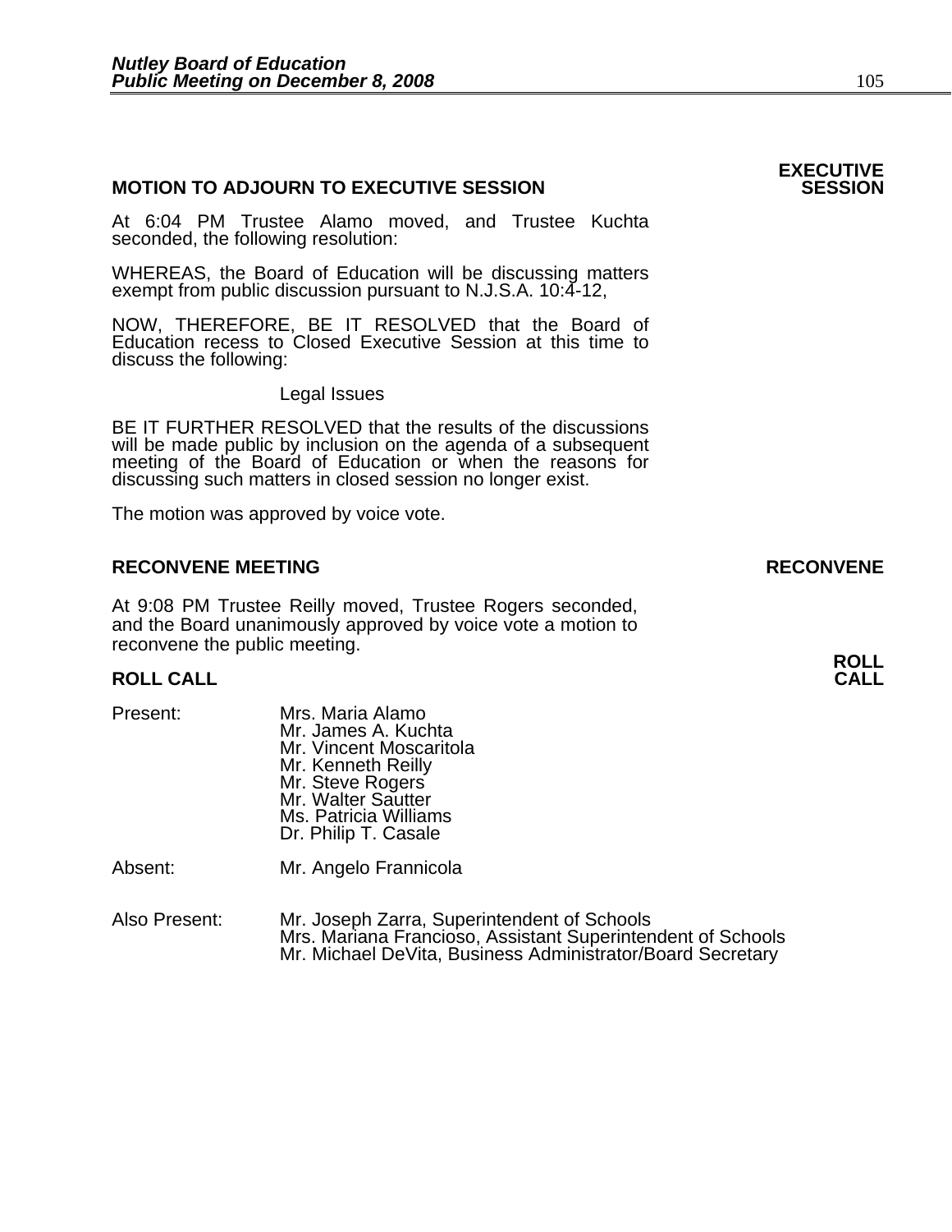**EXECUTIVE SESSION**

## MOTION TO ADJOURN TO EXECUTIVE SESSION

At 6:04 PM Trustee Alamo moved, and Trustee Kuchta seconded, the following resolution:

WHEREAS, the Board of Education will be discussing matters exempt from public discussion pursuant to N.J.S.A. 10:4-12,

NOW, THEREFORE, BE IT RESOLVED that the Board of Education recess to Closed Executive Session at this time to discuss the following:

Legal Issues

BE IT FURTHER RESOLVED that the results of the discussions will be made public by inclusion on the agenda of a subsequent meeting of the Board of Education or when the reasons for discussing such matters in closed session no longer exist.

The motion was approved by voice vote.

**RECONVENE**

## RECONVENE MEETING

At 9:08 PM Trustee Reilly moved, Trustee Rogers seconded, and the Board unanimously approved by voice vote a motion to reconvene the public meeting.

**ROLL CALL**

## ROLL CALL

Present:
- Mrs. Maria Alamo
- Mr. James A. Kuchta
- Mr. Vincent Moscaritola
- Mr. Kenneth Reilly
- Mr. Steve Rogers
- Mr. Walter Sautter
- Ms. Patricia Williams
- Dr. Philip T. Casale

Absent: Mr. Angelo Frannicola

Also Present:
- Mr. Joseph Zarra, Superintendent of Schools
- Mrs. Mariana Francioso, Assistant Superintendent of Schools
- Mr. Michael DeVita, Business Administrator/Board Secretary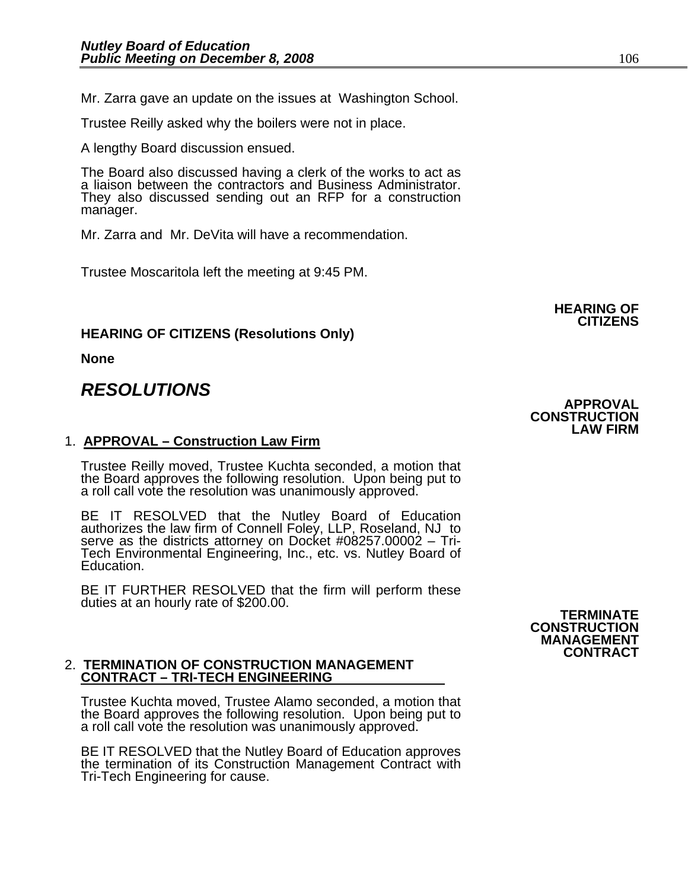Mr. Zarra gave an update on the issues at Washington School.

Trustee Reilly asked why the boilers were not in place.

A lengthy Board discussion ensued.

The Board also discussed having a clerk of the works to act as a liaison between the contractors and Business Administrator. They also discussed sending out an RFP for a construction manager.

Mr. Zarra and Mr. DeVita will have a recommendation.

Trustee Moscaritola left the meeting at 9:45 PM.

**HEARING OF CITIZENS**

**HEARING OF CITIZENS (Resolutions Only)**

**None**

## *RESOLUTIONS*

**APPROVAL CONSTRUCTION LAW FIRM**

1. **APPROVAL – Construction Law Firm**

Trustee Reilly moved, Trustee Kuchta seconded, a motion that the Board approves the following resolution. Upon being put to a roll call vote the resolution was unanimously approved.

BE IT RESOLVED that the Nutley Board of Education authorizes the law firm of Connell Foley, LLP, Roseland, NJ to serve as the districts attorney on Docket #08257.00002 – Tri-Tech Environmental Engineering, Inc., etc. vs. Nutley Board of Education.

BE IT FURTHER RESOLVED that the firm will perform these duties at an hourly rate of $200.00.

**TERMINATE CONSTRUCTION MANAGEMENT CONTRACT**

2. **TERMINATION OF CONSTRUCTION MANAGEMENT CONTRACT – TRI-TECH ENGINEERING**

Trustee Kuchta moved, Trustee Alamo seconded, a motion that the Board approves the following resolution. Upon being put to a roll call vote the resolution was unanimously approved.

BE IT RESOLVED that the Nutley Board of Education approves the termination of its Construction Management Contract with Tri-Tech Engineering for cause.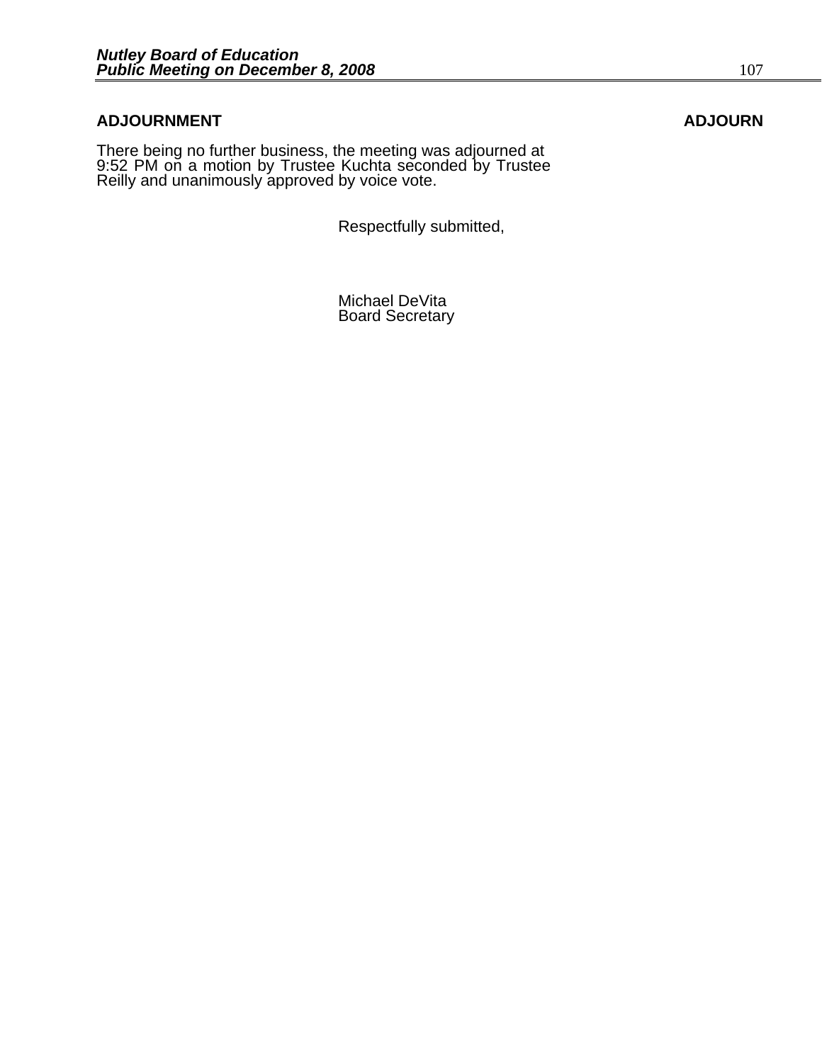## ADJOURNMENT

**ADJOURN**

There being no further business, the meeting was adjourned at 9:52 PM on a motion by Trustee Kuchta seconded by Trustee Reilly and unanimously approved by voice vote.

Respectfully submitted,

Michael DeVita
Board Secretary